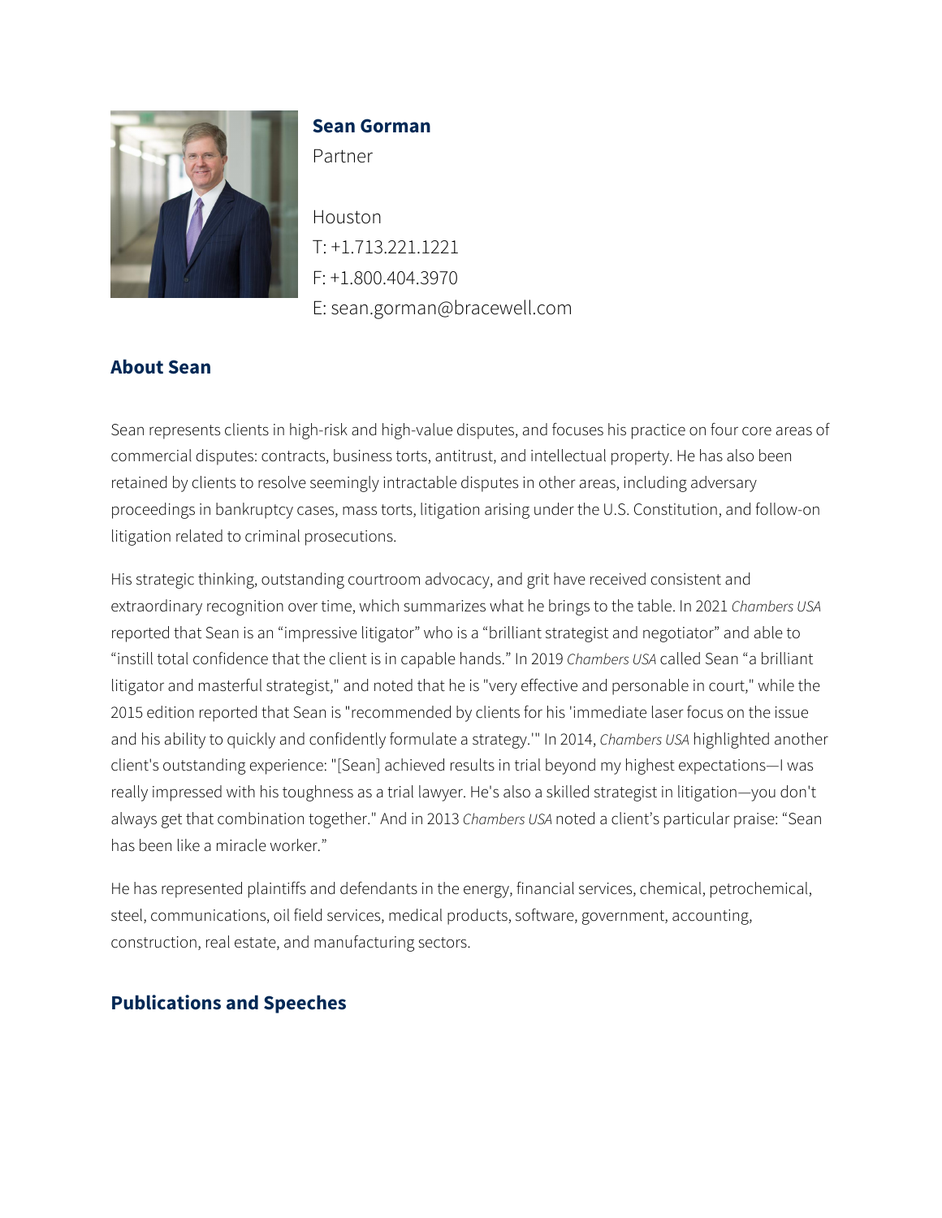**Sean Gorman**

Partner

Houston

T: +1.713.221.1221

F: +1.800.404.3970

E: sean.gorman@bracewell.com

## About Sean

Sean represents clients in high-risk and high-value disputes, and focuses his practice on four core areas of commercial disputes: contracts, business torts, antitrust, and intellectual property. He has also been retained by clients to resolve seemingly intractable disputes in other areas, including adversary proceedings in bankruptcy cases, mass torts, litigation arising under the U.S. Constitution, and follow-on litigation related to criminal prosecutions.

His strategic thinking, outstanding courtroom advocacy, and grit have received consistent and extraordinary recognition over time, which summarizes what he brings to the table. In 2021 *Chambers USA* reported that Sean is an “impressive litigator” who is a “brilliant strategist and negotiator” and able to “instill total confidence that the client is in capable hands.” In 2019 *Chambers USA* called Sean “a brilliant litigator and masterful strategist," and noted that he is "very effective and personable in court," while the 2015 edition reported that Sean is "recommended by clients for his 'immediate laser focus on the issue and his ability to quickly and confidently formulate a strategy.'" In 2014, *Chambers USA* highlighted another client's outstanding experience: "[Sean] achieved results in trial beyond my highest expectations—I was really impressed with his toughness as a trial lawyer. He's also a skilled strategist in litigation—you don't always get that combination together." And in 2013 *Chambers USA* noted a client’s particular praise: “Sean has been like a miracle worker.”

He has represented plaintiffs and defendants in the energy, financial services, chemical, petrochemical, steel, communications, oil field services, medical products, software, government, accounting, construction, real estate, and manufacturing sectors.

## Publications and Speeches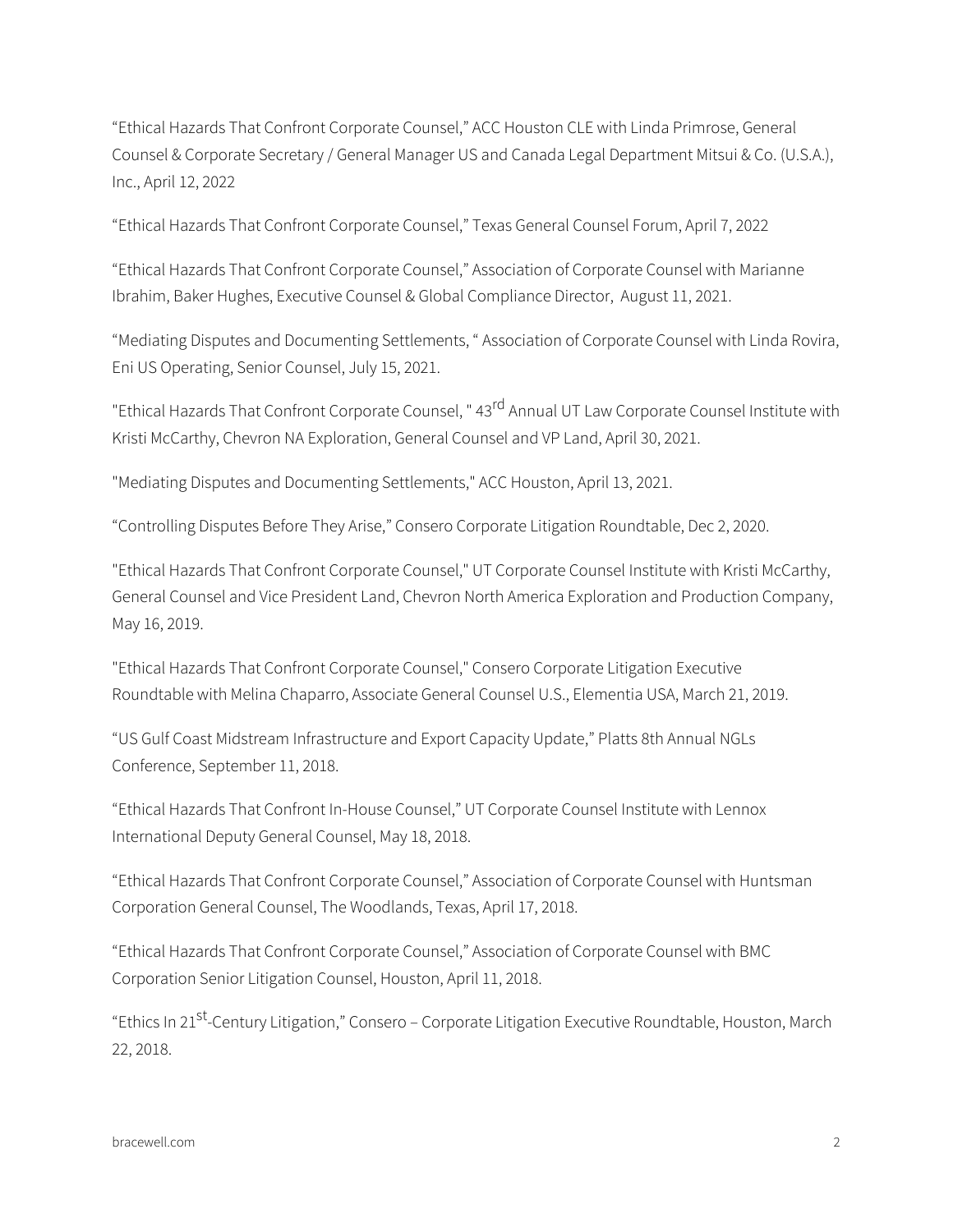"Ethical Hazards That Confront Corporate Counsel," ACC Houston CLE with Linda Primrose, General Counsel & Corporate Secretary / General Manager US and Canada Legal Department Mitsui & Co. (U.S.A.), Inc., April 12, 2022

"Ethical Hazards That Confront Corporate Counsel," Texas General Counsel Forum, April 7, 2022

"Ethical Hazards That Confront Corporate Counsel," Association of Corporate Counsel with Marianne Ibrahim, Baker Hughes, Executive Counsel & Global Compliance Director, August 11, 2021.

"Mediating Disputes and Documenting Settlements, " Association of Corporate Counsel with Linda Rovira, Eni US Operating, Senior Counsel, July 15, 2021.

"Ethical Hazards That Confront Corporate Counsel, " 43rd Annual UT Law Corporate Counsel Institute with Kristi McCarthy, Chevron NA Exploration, General Counsel and VP Land, April 30, 2021.

"Mediating Disputes and Documenting Settlements," ACC Houston, April 13, 2021.

"Controlling Disputes Before They Arise," Consero Corporate Litigation Roundtable, Dec 2, 2020.

"Ethical Hazards That Confront Corporate Counsel," UT Corporate Counsel Institute with Kristi McCarthy, General Counsel and Vice President Land, Chevron North America Exploration and Production Company, May 16, 2019.

"Ethical Hazards That Confront Corporate Counsel," Consero Corporate Litigation Executive Roundtable with Melina Chaparro, Associate General Counsel U.S., Elementia USA, March 21, 2019.

"US Gulf Coast Midstream Infrastructure and Export Capacity Update," Platts 8th Annual NGLs Conference, September 11, 2018.

"Ethical Hazards That Confront In-House Counsel," UT Corporate Counsel Institute with Lennox International Deputy General Counsel, May 18, 2018.

"Ethical Hazards That Confront Corporate Counsel," Association of Corporate Counsel with Huntsman Corporation General Counsel, The Woodlands, Texas, April 17, 2018.

"Ethical Hazards That Confront Corporate Counsel," Association of Corporate Counsel with BMC Corporation Senior Litigation Counsel, Houston, April 11, 2018.

"Ethics In 21st-Century Litigation," Consero – Corporate Litigation Executive Roundtable, Houston, March 22, 2018.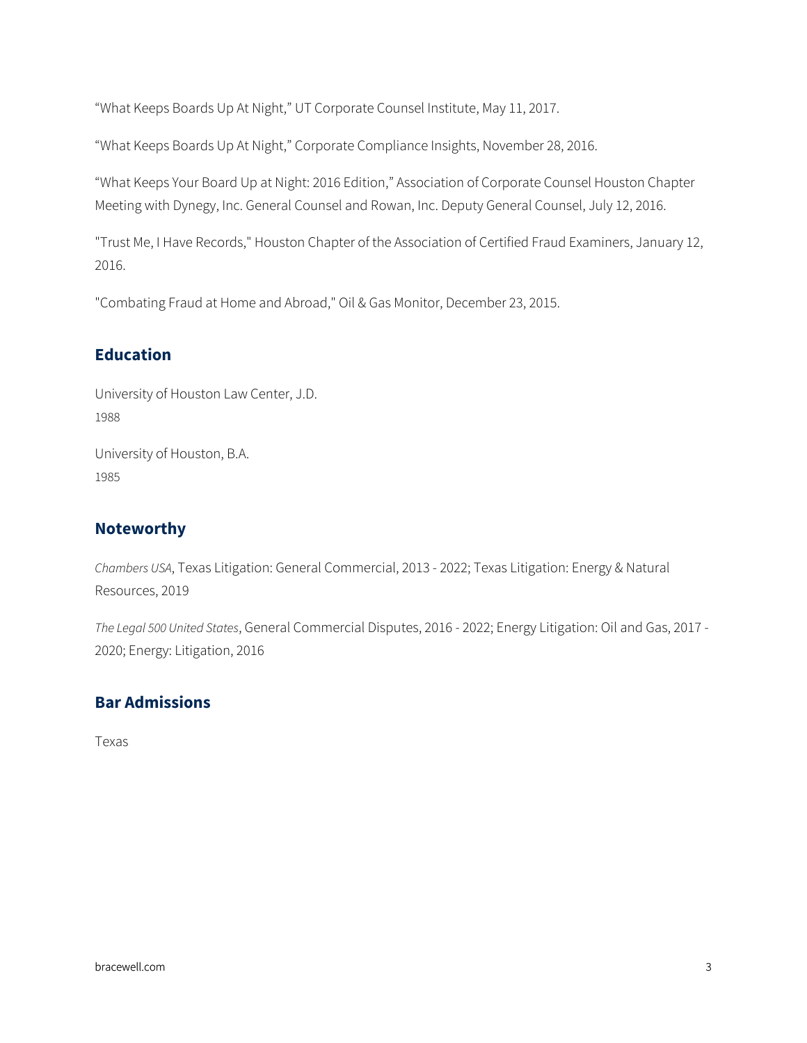"What Keeps Boards Up At Night," UT Corporate Counsel Institute, May 11, 2017.

"What Keeps Boards Up At Night," Corporate Compliance Insights, November 28, 2016.

"What Keeps Your Board Up at Night: 2016 Edition," Association of Corporate Counsel Houston Chapter Meeting with Dynegy, Inc. General Counsel and Rowan, Inc. Deputy General Counsel, July 12, 2016.

"Trust Me, I Have Records," Houston Chapter of the Association of Certified Fraud Examiners, January 12, 2016.

"Combating Fraud at Home and Abroad," Oil & Gas Monitor, December 23, 2015.

## Education

University of Houston Law Center, J.D.
1988

University of Houston, B.A.
1985

## Noteworthy

*Chambers USA*, Texas Litigation: General Commercial, 2013 - 2022; Texas Litigation: Energy & Natural Resources, 2019

*The Legal 500 United States*, General Commercial Disputes, 2016 - 2022; Energy Litigation: Oil and Gas, 2017 - 2020; Energy: Litigation, 2016

## Bar Admissions

Texas